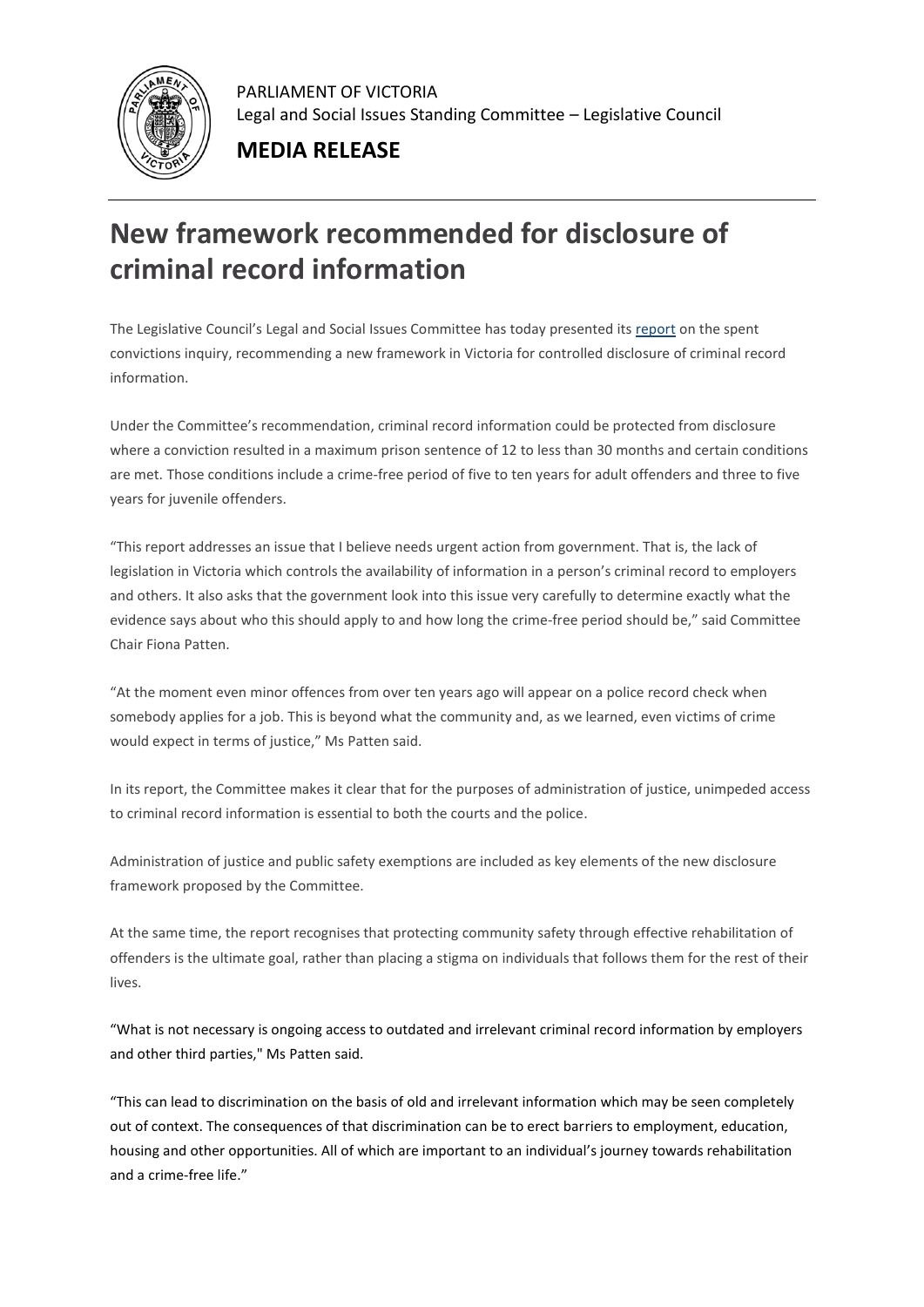PARLIAMENT OF VICTORIA
Legal and Social Issues Standing Committee – Legislative Council

**MEDIA RELEASE**

# New framework recommended for disclosure of criminal record information

The Legislative Council's Legal and Social Issues Committee has today presented its report on the spent convictions inquiry, recommending a new framework in Victoria for controlled disclosure of criminal record information.

Under the Committee's recommendation, criminal record information could be protected from disclosure where a conviction resulted in a maximum prison sentence of 12 to less than 30 months and certain conditions are met. Those conditions include a crime-free period of five to ten years for adult offenders and three to five years for juvenile offenders.

"This report addresses an issue that I believe needs urgent action from government. That is, the lack of legislation in Victoria which controls the availability of information in a person's criminal record to employers and others. It also asks that the government look into this issue very carefully to determine exactly what the evidence says about who this should apply to and how long the crime-free period should be," said Committee Chair Fiona Patten.

"At the moment even minor offences from over ten years ago will appear on a police record check when somebody applies for a job. This is beyond what the community and, as we learned, even victims of crime would expect in terms of justice," Ms Patten said.

In its report, the Committee makes it clear that for the purposes of administration of justice, unimpeded access to criminal record information is essential to both the courts and the police.

Administration of justice and public safety exemptions are included as key elements of the new disclosure framework proposed by the Committee.

At the same time, the report recognises that protecting community safety through effective rehabilitation of offenders is the ultimate goal, rather than placing a stigma on individuals that follows them for the rest of their lives.

"What is not necessary is ongoing access to outdated and irrelevant criminal record information by employers and other third parties," Ms Patten said.

"This can lead to discrimination on the basis of old and irrelevant information which may be seen completely out of context. The consequences of that discrimination can be to erect barriers to employment, education, housing and other opportunities. All of which are important to an individual's journey towards rehabilitation and a crime-free life."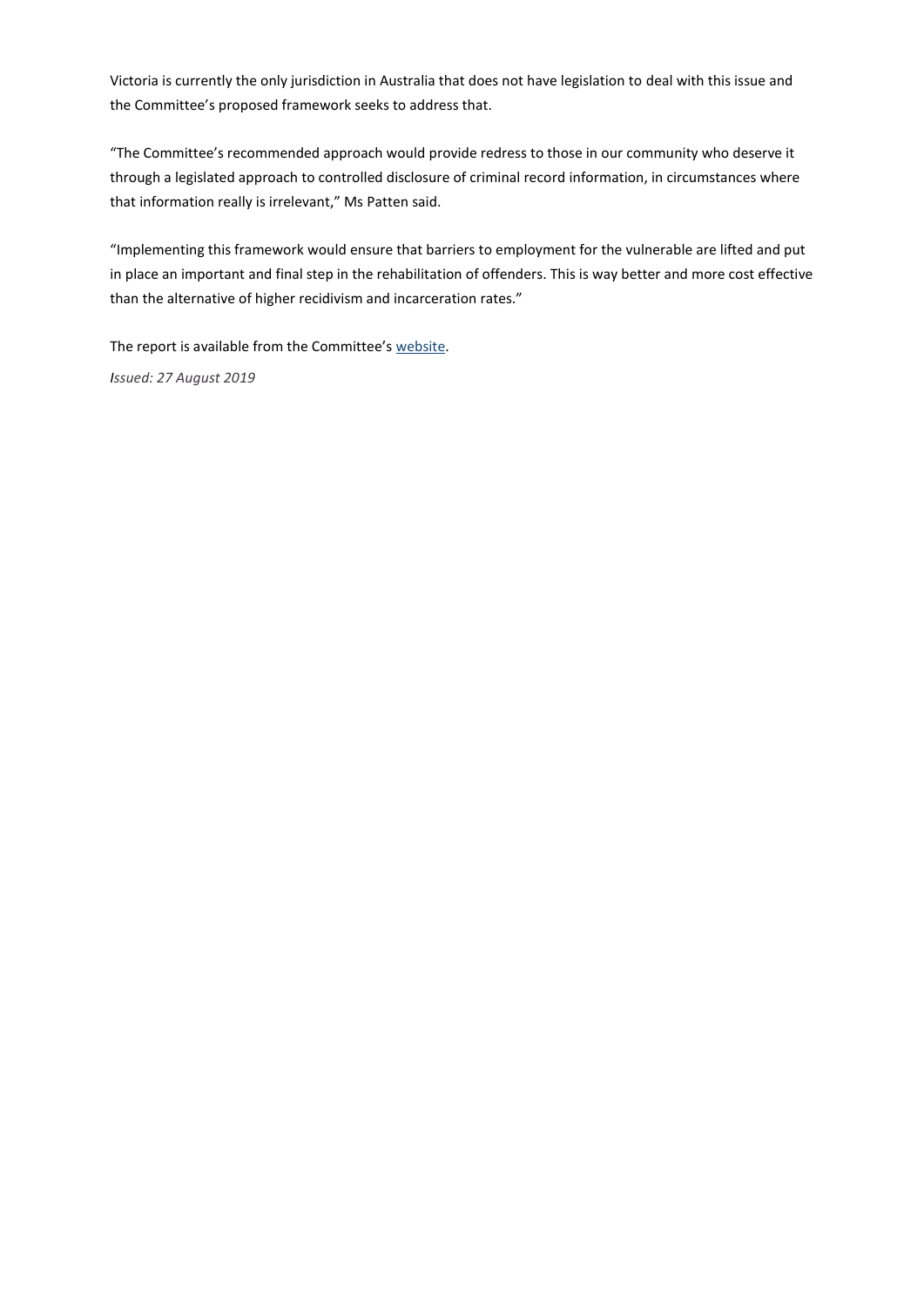Victoria is currently the only jurisdiction in Australia that does not have legislation to deal with this issue and the Committee's proposed framework seeks to address that.

"The Committee's recommended approach would provide redress to those in our community who deserve it through a legislated approach to controlled disclosure of criminal record information, in circumstances where that information really is irrelevant," Ms Patten said.

"Implementing this framework would ensure that barriers to employment for the vulnerable are lifted and put in place an important and final step in the rehabilitation of offenders. This is way better and more cost effective than the alternative of higher recidivism and incarceration rates."

The report is available from the Committee's website.

*Issued: 27 August 2019*